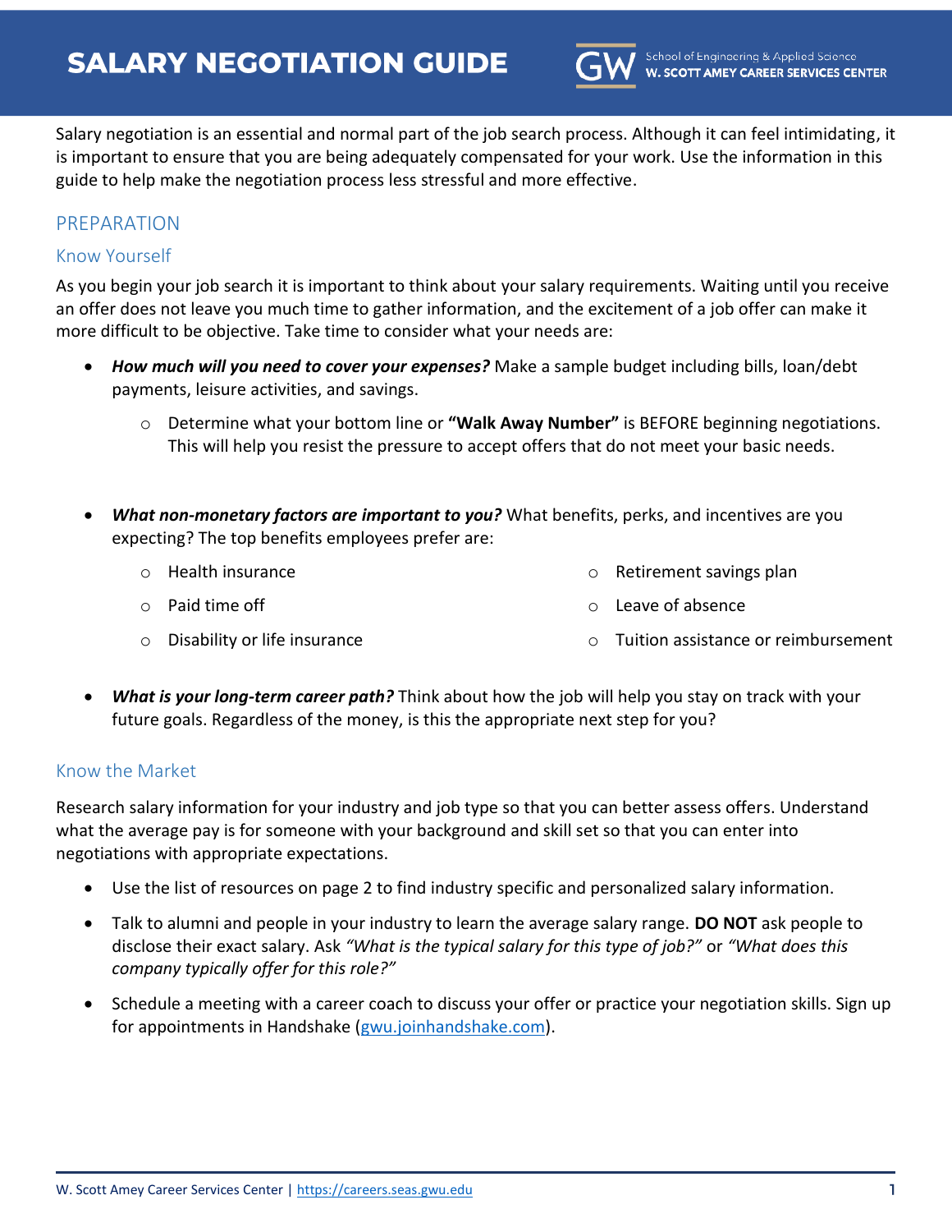# SALARY NEGOTIATION GUIDE

School of Engineering & Applied Science
**W. SCOTT AMEY CAREER SERVICES CENTER**

Salary negotiation is an essential and normal part of the job search process. Although it can feel intimidating, it is important to ensure that you are being adequately compensated for your work. Use the information in this guide to help make the negotiation process less stressful and more effective.

## PREPARATION

### Know Yourself

As you begin your job search it is important to think about your salary requirements. Waiting until you receive an offer does not leave you much time to gather information, and the excitement of a job offer can make it more difficult to be objective. Take time to consider what your needs are:

- ***How much will you need to cover your expenses?*** Make a sample budget including bills, loan/debt payments, leisure activities, and savings.
  - Determine what your bottom line or **"Walk Away Number"** is BEFORE beginning negotiations. This will help you resist the pressure to accept offers that do not meet your basic needs.

- ***What non-monetary factors are important to you?*** What benefits, perks, and incentives are you expecting? The top benefits employees prefer are:
  - Health insurance
  - Paid time off
  - Disability or life insurance
  - Retirement savings plan
  - Leave of absence
  - Tuition assistance or reimbursement

- ***What is your long-term career path?*** Think about how the job will help you stay on track with your future goals. Regardless of the money, is this the appropriate next step for you?

### Know the Market

Research salary information for your industry and job type so that you can better assess offers. Understand what the average pay is for someone with your background and skill set so that you can enter into negotiations with appropriate expectations.

- Use the list of resources on page 2 to find industry specific and personalized salary information.
- Talk to alumni and people in your industry to learn the average salary range. **DO NOT** ask people to disclose their exact salary. Ask *"What is the typical salary for this type of job?"* or *"What does this company typically offer for this role?"*
- Schedule a meeting with a career coach to discuss your offer or practice your negotiation skills. Sign up for appointments in Handshake (gwu.joinhandshake.com).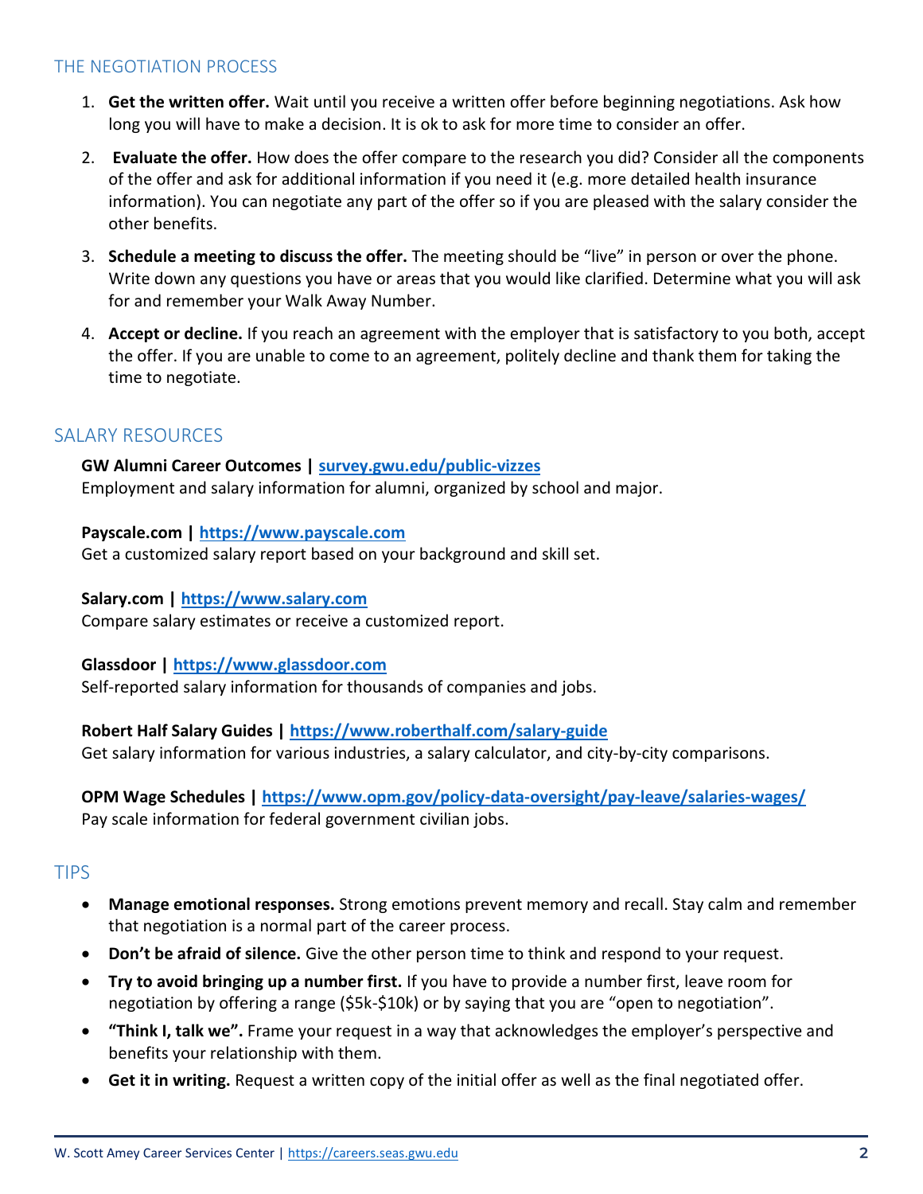## THE NEGOTIATION PROCESS

1. **Get the written offer.** Wait until you receive a written offer before beginning negotiations. Ask how long you will have to make a decision. It is ok to ask for more time to consider an offer.
2. **Evaluate the offer.** How does the offer compare to the research you did? Consider all the components of the offer and ask for additional information if you need it (e.g. more detailed health insurance information). You can negotiate any part of the offer so if you are pleased with the salary consider the other benefits.
3. **Schedule a meeting to discuss the offer.** The meeting should be "live" in person or over the phone. Write down any questions you have or areas that you would like clarified. Determine what you will ask for and remember your Walk Away Number.
4. **Accept or decline.** If you reach an agreement with the employer that is satisfactory to you both, accept the offer. If you are unable to come to an agreement, politely decline and thank them for taking the time to negotiate.

## SALARY RESOURCES

**GW Alumni Career Outcomes | [survey.gwu.edu/public-vizzes](survey.gwu.edu/public-vizzes)**
Employment and salary information for alumni, organized by school and major.

**Payscale.com | [https://www.payscale.com](https://www.payscale.com)**
Get a customized salary report based on your background and skill set.

**Salary.com | [https://www.salary.com](https://www.salary.com)**
Compare salary estimates or receive a customized report.

**Glassdoor | [https://www.glassdoor.com](https://www.glassdoor.com)**
Self-reported salary information for thousands of companies and jobs.

**Robert Half Salary Guides | [https://www.roberthalf.com/salary-guide](https://www.roberthalf.com/salary-guide)**
Get salary information for various industries, a salary calculator, and city-by-city comparisons.

**OPM Wage Schedules | [https://www.opm.gov/policy-data-oversight/pay-leave/salaries-wages/](https://www.opm.gov/policy-data-oversight/pay-leave/salaries-wages/)**
Pay scale information for federal government civilian jobs.

## TIPS

- **Manage emotional responses.** Strong emotions prevent memory and recall. Stay calm and remember that negotiation is a normal part of the career process.
- **Don't be afraid of silence.** Give the other person time to think and respond to your request.
- **Try to avoid bringing up a number first.** If you have to provide a number first, leave room for negotiation by offering a range ($5k-$10k) or by saying that you are "open to negotiation".
- **"Think I, talk we".** Frame your request in a way that acknowledges the employer's perspective and benefits your relationship with them.
- **Get it in writing.** Request a written copy of the initial offer as well as the final negotiated offer.

W. Scott Amey Career Services Center | https://careers.seas.gwu.edu